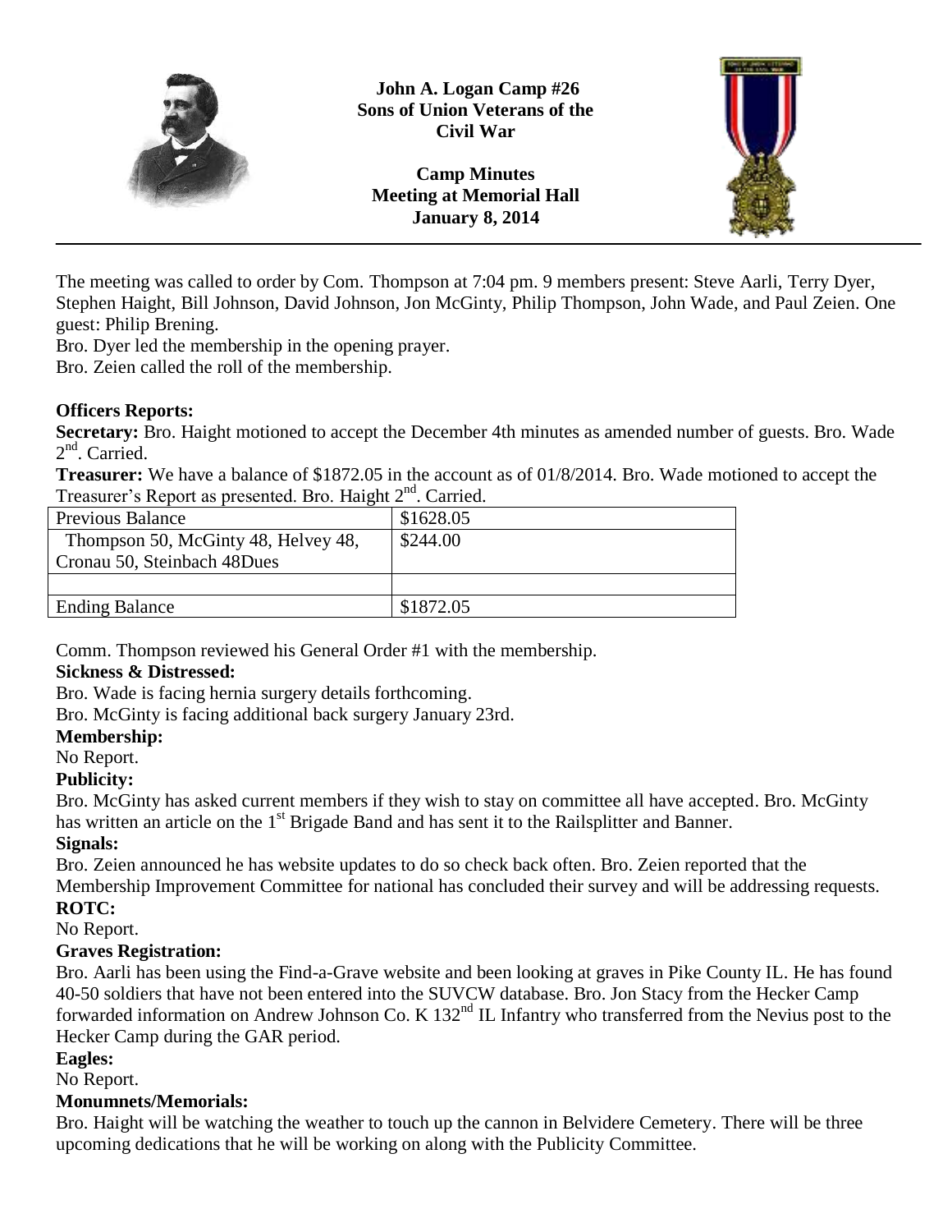**John A. Logan Camp #26**
**Sons of Union Veterans of the Civil War**

**Camp Minutes**
**Meeting at Memorial Hall**
**January 8, 2014**

---

The meeting was called to order by Com. Thompson at 7:04 pm. 9 members present: Steve Aarli, Terry Dyer, Stephen Haight, Bill Johnson, David Johnson, Jon McGinty, Philip Thompson, John Wade, and Paul Zeien. One guest: Philip Brening.

Bro. Dyer led the membership in the opening prayer.

Bro. Zeien called the roll of the membership.

**Officers Reports:**

**Secretary:** Bro. Haight motioned to accept the December 4th minutes as amended number of guests. Bro. Wade 2nd. Carried.

**Treasurer:** We have a balance of $1872.05 in the account as of 01/8/2014. Bro. Wade motioned to accept the Treasurer's Report as presented. Bro. Haight 2nd. Carried.

| Previous Balance | $1628.05 |
|---|---|
| Thompson 50, McGinty 48, Helvey 48, Cronau 50, Steinbach 48Dues | $244.00 |
| | |
| Ending Balance | $1872.05 |

Comm. Thompson reviewed his General Order #1 with the membership.

**Sickness & Distressed:**

Bro. Wade is facing hernia surgery details forthcoming.

Bro. McGinty is facing additional back surgery January 23rd.

**Membership:**

No Report.

**Publicity:**

Bro. McGinty has asked current members if they wish to stay on committee all have accepted. Bro. McGinty has written an article on the 1st Brigade Band and has sent it to the Railsplitter and Banner.

**Signals:**

Bro. Zeien announced he has website updates to do so check back often. Bro. Zeien reported that the Membership Improvement Committee for national has concluded their survey and will be addressing requests.

**ROTC:**

No Report.

**Graves Registration:**

Bro. Aarli has been using the Find-a-Grave website and been looking at graves in Pike County IL. He has found 40-50 soldiers that have not been entered into the SUVCW database. Bro. Jon Stacy from the Hecker Camp forwarded information on Andrew Johnson Co. K 132nd IL Infantry who transferred from the Nevius post to the Hecker Camp during the GAR period.

**Eagles:**

No Report.

**Monumnets/Memorials:**

Bro. Haight will be watching the weather to touch up the cannon in Belvidere Cemetery. There will be three upcoming dedications that he will be working on along with the Publicity Committee.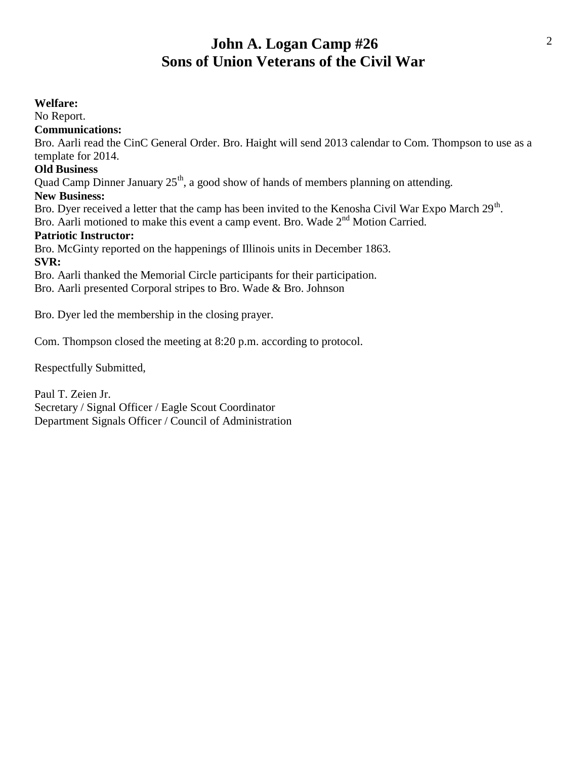# John A. Logan Camp #26
# Sons of Union Veterans of the Civil War

**Welfare:**
No Report.

**Communications:**
Bro. Aarli read the CinC General Order. Bro. Haight will send 2013 calendar to Com. Thompson to use as a template for 2014.

**Old Business**
Quad Camp Dinner January 25th, a good show of hands of members planning on attending.

**New Business:**
Bro. Dyer received a letter that the camp has been invited to the Kenosha Civil War Expo March 29th.
Bro. Aarli motioned to make this event a camp event. Bro. Wade 2nd Motion Carried.

**Patriotic Instructor:**
Bro. McGinty reported on the happenings of Illinois units in December 1863.

**SVR:**
Bro. Aarli thanked the Memorial Circle participants for their participation.
Bro. Aarli presented Corporal stripes to Bro. Wade & Bro. Johnson

Bro. Dyer led the membership in the closing prayer.

Com. Thompson closed the meeting at 8:20 p.m. according to protocol.

Respectfully Submitted,

Paul T. Zeien Jr.
Secretary / Signal Officer / Eagle Scout Coordinator
Department Signals Officer / Council of Administration